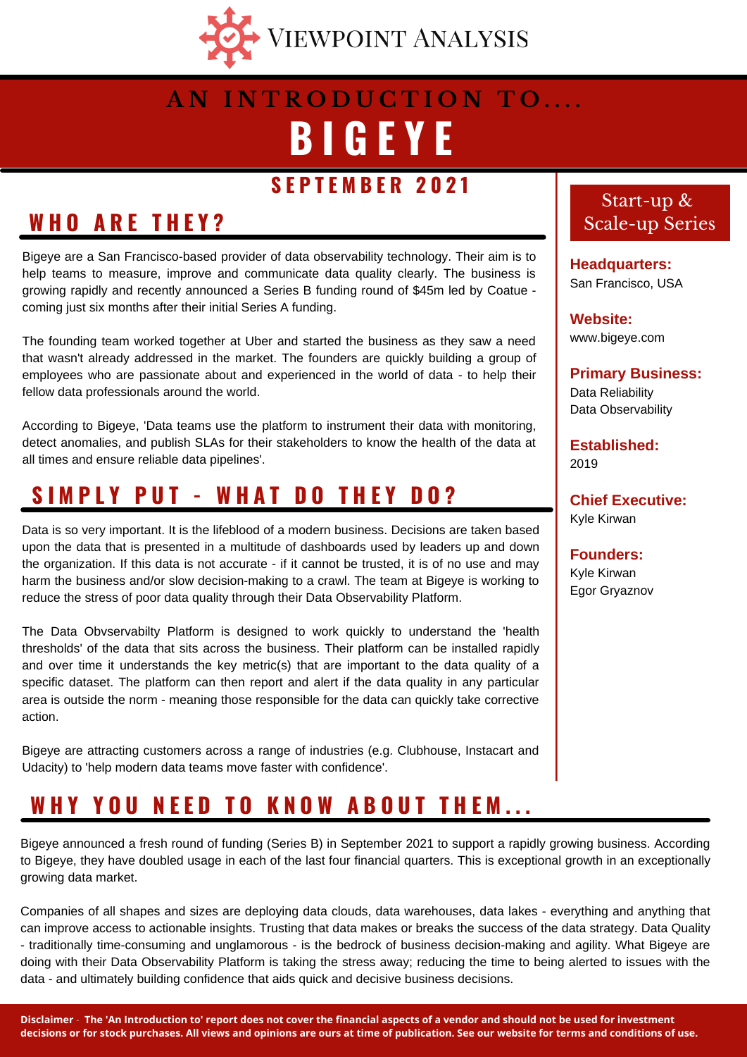Viewpoint Analysis

# AN INTRODUCTION TO....

# BIGEYE

### SEPTEMBER 2021

## WHO ARE THEY?

Bigeye are a San Francisco-based provider of data observability technology. Their aim is to help teams to measure, improve and communicate data quality clearly. The business is growing rapidly and recently announced a Series B funding round of $45m led by Coatue - coming just six months after their initial Series A funding.

The founding team worked together at Uber and started the business as they saw a need that wasn't already addressed in the market. The founders are quickly building a group of employees who are passionate about and experienced in the world of data - to help their fellow data professionals around the world.

According to Bigeye, 'Data teams use the platform to instrument their data with monitoring, detect anomalies, and publish SLAs for their stakeholders to know the health of the data at all times and ensure reliable data pipelines'.

## SIMPLY PUT - WHAT DO THEY DO?

Data is so very important. It is the lifeblood of a modern business. Decisions are taken based upon the data that is presented in a multitude of dashboards used by leaders up and down the organization. If this data is not accurate - if it cannot be trusted, it is of no use and may harm the business and/or slow decision-making to a crawl. The team at Bigeye is working to reduce the stress of poor data quality through their Data Observability Platform.

The Data Obvservabilty Platform is designed to work quickly to understand the 'health thresholds' of the data that sits across the business. Their platform can be installed rapidly and over time it understands the key metric(s) that are important to the data quality of a specific dataset. The platform can then report and alert if the data quality in any particular area is outside the norm - meaning those responsible for the data can quickly take corrective action.

Bigeye are attracting customers across a range of industries (e.g. Clubhouse, Instacart and Udacity) to 'help modern data teams move faster with confidence'.

### Start-up & Scale-up Series

**Headquarters:**
San Francisco, USA

**Website:**
www.bigeye.com

**Primary Business:**
Data Reliability
Data Observability

**Established:**
2019

**Chief Executive:**
Kyle Kirwan

**Founders:**
Kyle Kirwan
Egor Gryaznov

## WHY YOU NEED TO KNOW ABOUT THEM...

Bigeye announced a fresh round of funding (Series B) in September 2021 to support a rapidly growing business. According to Bigeye, they have doubled usage in each of the last four financial quarters. This is exceptional growth in an exceptionally growing data market.

Companies of all shapes and sizes are deploying data clouds, data warehouses, data lakes - everything and anything that can improve access to actionable insights. Trusting that data makes or breaks the success of the data strategy. Data Quality - traditionally time-consuming and unglamorous - is the bedrock of business decision-making and agility. What Bigeye are doing with their Data Observability Platform is taking the stress away; reducing the time to being alerted to issues with the data - and ultimately building confidence that aids quick and decisive business decisions.

**Disclaimer - The 'An Introduction to' report does not cover the financial aspects of a vendor and should not be used for investment decisions or for stock purchases. All views and opinions are ours at time of publication. See our website for terms and conditions of use.**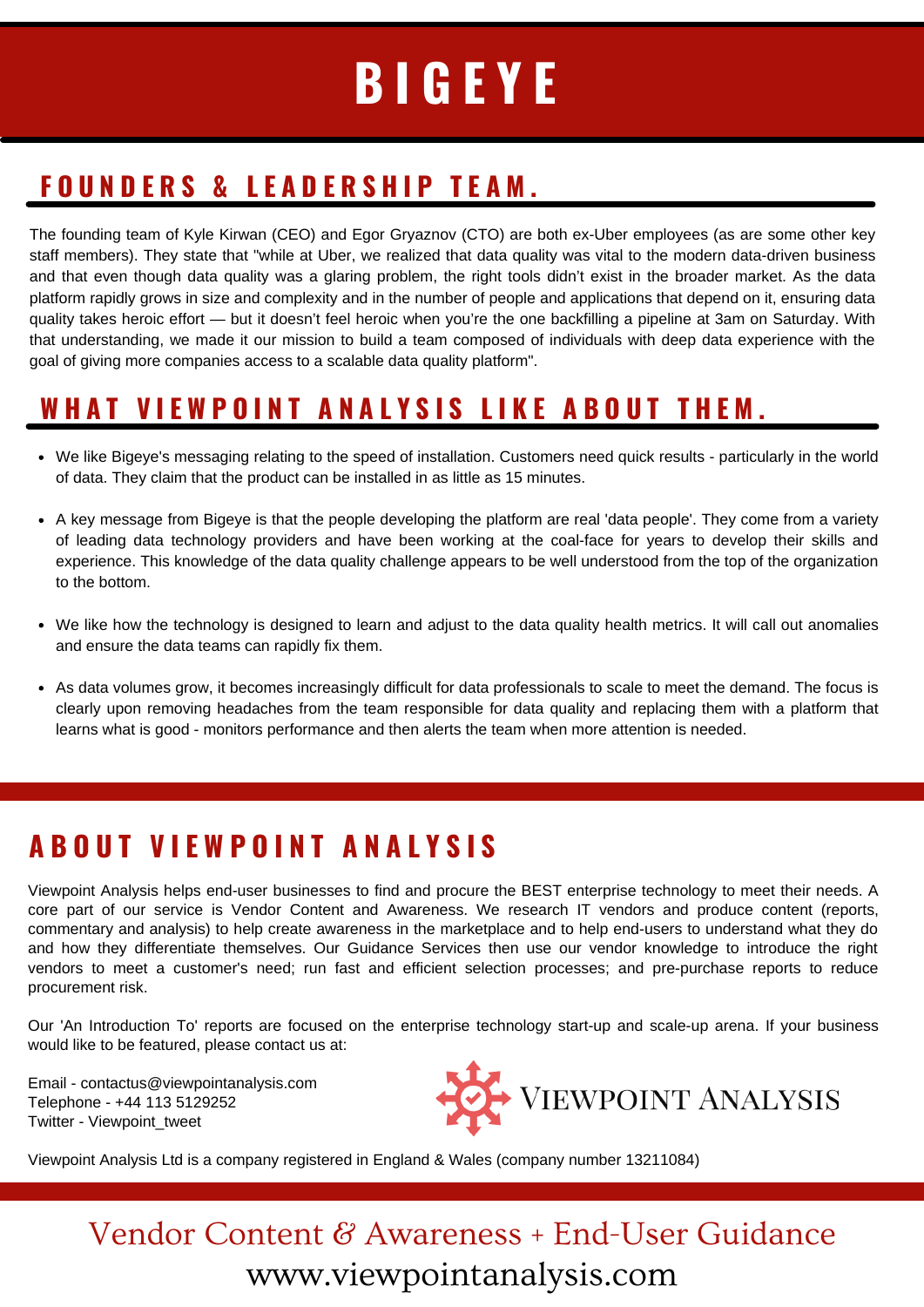# BIGEYE

## FOUNDERS & LEADERSHIP TEAM.

The founding team of Kyle Kirwan (CEO) and Egor Gryaznov (CTO) are both ex-Uber employees (as are some other key staff members). They state that "while at Uber, we realized that data quality was vital to the modern data-driven business and that even though data quality was a glaring problem, the right tools didn't exist in the broader market. As the data platform rapidly grows in size and complexity and in the number of people and applications that depend on it, ensuring data quality takes heroic effort — but it doesn't feel heroic when you're the one backfilling a pipeline at 3am on Saturday. With that understanding, we made it our mission to build a team composed of individuals with deep data experience with the goal of giving more companies access to a scalable data quality platform".

## WHAT VIEWPOINT ANALYSIS LIKE ABOUT THEM.

- We like Bigeye's messaging relating to the speed of installation. Customers need quick results - particularly in the world of data. They claim that the product can be installed in as little as 15 minutes.
- A key message from Bigeye is that the people developing the platform are real 'data people'. They come from a variety of leading data technology providers and have been working at the coal-face for years to develop their skills and experience. This knowledge of the data quality challenge appears to be well understood from the top of the organization to the bottom.
- We like how the technology is designed to learn and adjust to the data quality health metrics. It will call out anomalies and ensure the data teams can rapidly fix them.
- As data volumes grow, it becomes increasingly difficult for data professionals to scale to meet the demand. The focus is clearly upon removing headaches from the team responsible for data quality and replacing them with a platform that learns what is good - monitors performance and then alerts the team when more attention is needed.

## ABOUT VIEWPOINT ANALYSIS

Viewpoint Analysis helps end-user businesses to find and procure the BEST enterprise technology to meet their needs. A core part of our service is Vendor Content and Awareness. We research IT vendors and produce content (reports, commentary and analysis) to help create awareness in the marketplace and to help end-users to understand what they do and how they differentiate themselves. Our Guidance Services then use our vendor knowledge to introduce the right vendors to meet a customer's need; run fast and efficient selection processes; and pre-purchase reports to reduce procurement risk.

Our 'An Introduction To' reports are focused on the enterprise technology start-up and scale-up arena. If your business would like to be featured, please contact us at:

Email - contactus@viewpointanalysis.com
Telephone - +44 113 5129252
Twitter - Viewpoint_tweet

Viewpoint Analysis

Viewpoint Analysis Ltd is a company registered in England & Wales (company number 13211084)

Vendor Content & Awareness + End-User Guidance
www.viewpointanalysis.com